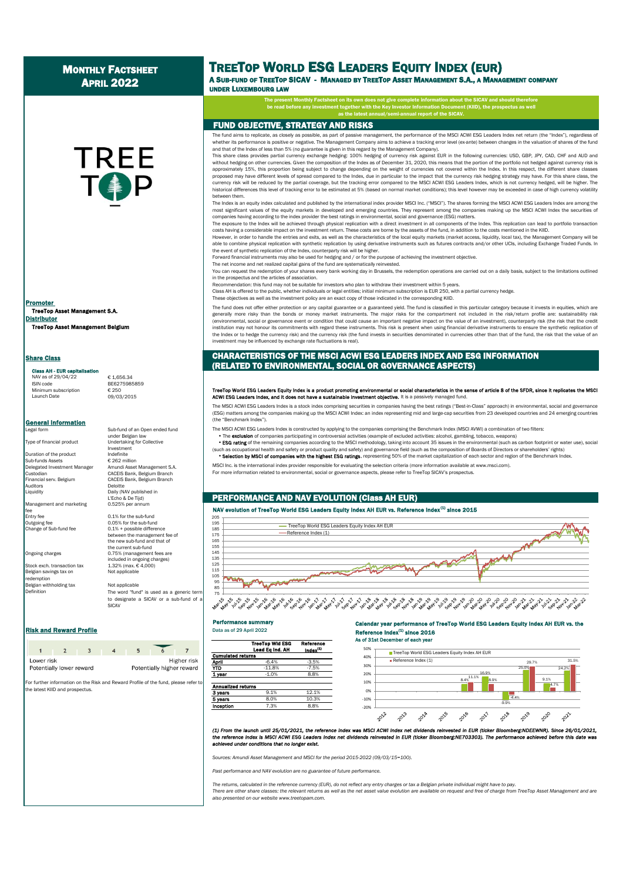# Monthly Factsheet April 2022

# TreeTop World ESG Leaders Equity Index (EUR)

### A Sub-fund of TreeTop SICAV - Managed by TreeTop Asset Management S.A., a Management company under Luxembourg law

**The present Monthly Factsheet on its own does not give complete information about the SICAV and should therefore be read before any investment together with the Key Investor Information Document (KIID), the prospectus as well as the latest annual/semi-annual report of the SICAV.**

TREE TOP

**Promoter**
TreeTop Asset Management S.A.

**Distributor**
TreeTop Asset Management Belgium

## Share Class

**Class AH - EUR capitalisation**

| | |
|---|---|
| NAV as of 29/04/22 | € 1,656.34 |
| ISIN code | BE6275985859 |
| Minimum subscription | € 250 |
| Launch Date | 09/03/2015 |

## General information

| | |
|---|---|
| Legal form | Sub-fund of an Open ended fund under Belgian law |
| Type of financial product | Undertaking for Collective Investment |
| Duration of the product | Indefinite |
| Sub-funds Assets | € 262 million |
| Delegated Investment Manager | Amundi Asset Management S.A. |
| Custodian | CACEIS Bank, Belgium Branch |
| Financial serv. Belgium | CACEIS Bank, Belgium Branch |
| Auditors | Deloitte |
| Liquidity | Daily (NAV published in L'Echo & De Tijd) |
| Management and marketing fee | 0.525% per annum |
| Entry fee | 0.1% for the sub-fund |
| Outgoing fee | 0.05% for the sub-fund |
| Change of Sub-fund fee | 0.1% + possible difference between the management fee of the new sub-fund and that of the current sub-fund |
| Ongoing charges | 0.75% (management fees are included in ongoing charges) |
| Stock exch. transaction tax | 1.32% (max. € 4,000) |
| Belgian savings tax on redemption | Not applicable |
| Belgian withholding tax | Not applicable |
| Definition | The word "fund" is used as a generic term to designate a SICAV or a sub-fund of a SICAV |

## Risk and Reward Profile

| 1 | 2 | 3 | 4 | 5 | **6** | 7 |
|---|---|---|---|---|---|---|

Lower risk — Potentially lower reward | Higher risk — Potentially higher reward

For further information on the Risk and Reward Profile of the fund, please refer to the latest KIID and prospectus.

## FUND OBJECTIVE, STRATEGY AND RISKS

The fund aims to replicate, as closely as possible, as part of passive management, the performance of the MSCI ACWI ESG Leaders Index net return (the "Index"), regardless of whether its performance is positive or negative. The Management Company aims to achieve a tracking error level (ex-ante) between changes in the valuation of shares of the fund and that of the Index of less than 5% (no guarantee is given in this regard by the Management Company).

This share class provides partial currency exchange hedging: 100% hedging of currency risk against EUR in the following currencies: USD, GBP, JPY, CAD, CHF and AUD and without hedging on other currencies. Given the composition of the Index as of December 31, 2020, this means that the portion of the portfolio not hedged against currency risk is approximately 15%, this proportion being subject to change depending on the weight of currencies not covered within the Index. In this respect, the different share classes proposed may have different levels of spread compared to the Index, due in particular to the impact that the currency risk hedging strategy may have. For this share class, the currency risk will be reduced by the partial coverage, but the tracking error compared to the MSCI ACWI ESG Leaders Index, which is not currency hedged, will be higher. The historical differences this level of tracking error to be estimated at 5% (based on normal market conditions); this level however may be exceeded in case of high currency volatility between them.

The Index is an equity index calculated and published by the international index provider MSCI Inc. ("MSCI"). The shares forming the MSCI ACWI ESG Leaders Index are among the most significant values of the equity markets in developed and emerging countries. They represent among the companies making up the MSCI ACWI Index the securities of companies having according to the index provider the best ratings in environmental, social and governance (ESG) matters.

The exposure to the Index will be achieved through physical replication with a direct investment in all components of the Index. This replication can lead to portfolio transaction costs having a considerable impact on the investment return. These costs are borne by the assets of the fund, in addition to the costs mentioned in the KIID.

However, in order to handle the entries and exits, as well as the characteristics of the local equity markets (market access, liquidity, local tax), the Management Company will be able to combine physical replication with synthetic replication by using derivative instruments such as futures contracts and/or other UCIs, including Exchange Traded Funds. In the event of synthetic replication of the Index, counterparty risk will be higher.

Forward financial instruments may also be used for hedging and / or for the purpose of achieving the investment objective.

The net income and net realized capital gains of the fund are systematically reinvested.

You can request the redemption of your shares every bank working day in Brussels, the redemption operations are carried out on a daily basis, subject to the limitations outlined in the prospectus and the articles of association.

Recommendation: this fund may not be suitable for investors who plan to withdraw their investment within 5 years.

Class AH is offered to the public, whether individuals or legal entities; initial minimum subscription is EUR 250, with a partial currency hedge.

These objectives as well as the investment policy are an exact copy of those indicated in the corresponding KIID.

The fund does not offer either protection or any capital guarantee or a guaranteed yield. The fund is classified in this particular category because it invests in equities, which are generally more risky than the bonds or money market instruments. The major risks for the compartment not included in the risk/return profile are: sustainability risk (environmental, social or governance event or condition that could cause an important negative impact on the value of an investment), counterparty risk (the risk that the credit institution may not honour its commitments with regard these instruments. This risk is present when using financial derivative instruments to ensure the synthetic replication of the Index or to hedge the currency risk) and the currency risk (the fund invests in securities denominated in currencies other than that of the fund, the risk that the value of an investment may be influenced by exchange rate fluctuations is real).

## CHARACTERISTICS OF THE MSCI ACWI ESG LEADERS INDEX AND ESG INFORMATION (RELATED TO ENVIRONMENTAL, SOCIAL OR GOVERNANCE ASPECTS)

**TreeTop World ESG Leaders Equity Index is a product promoting environmental or social characteristics in the sense of article 8 of the SFDR, since it replicates the MSCI ACWI ESG Leaders Index, and it does not have a sustainable investment objective.** It is a passively managed fund.

The MSCI ACWI ESG Leaders Index is a stock index comprising securities in companies having the best ratings ("Best-in-Class" approach) in environmental, social and governance (ESG) matters among the companies making up the MSCI ACWI Index: an index representing mid and large-cap securities from 23 developed countries and 24 emerging countries (the "Benchmark Index").

The MSCI ACWI ESG Leaders Index is constructed by applying to the companies comprising the Benchmark Index (MSCI AWVI) a combination of two filters:

- The **exclusion** of companies participating in controversial activities (example of excluded activities: alcohol, gambling, tobacco, weapons)
- **ESG rating** of the remaining companies according to the MSCI methodology, taking into account 35 issues in the environmental (such as carbon footprint or water use), social (such as occupational health and safety or product quality and safety) and governance field (such as the composition of Boards of Directors or shareholders' rights)
- **Selection by MSCI of companies with the highest ESG ratings**, representing 50% of the market capitalization of each sector and region of the Benchmark Index.

MSCI Inc. is the international index provider responsible for evaluating the selection criteria (more information available at www.msci.com).

For more information related to environmental, social or governance aspects, please refer to TreeTop SICAV's prospectus.

## PERFORMANCE AND NAV EVOLUTION (Class AH EUR)

**NAV evolution of TreeTop World ESG Leaders Equity Index AH EUR vs. Reference Index[1] since 2015**

### Performance summary

Data as of 29 April 2022

| | TreeTop Wld ESG Lead Eq Ind. AH | Reference Index[1] |
|---|---|---|
| **Cumulated returns** | | |
| April | -6.4% | -3.5% |
| YTD | -11.8% | -7.5% |
| 1 year | -1.0% | 8.8% |
| **Annualized returns** | | |
| 3 years | 9.1% | 12.1% |
| 5 years | 8.0% | 10.3% |
| Inception | 7.3% | 8.8% |

**Calendar year performance of TreeTop World ESG Leaders Equity Index AH EUR vs. the Reference Index[1] since 2016**

As of 31st December of each year

| Year | TreeTop World ESG Leaders Equity Index AH EUR | Reference Index (1) |
|---|---|---|
| 2016 | 8.4% | 11.1% |
| 2017 | 16.9% | 8.9% |
| 2018 | -9.9% | -4.4% |
| 2019 | 25.0% | 29.7% |
| 2020 | 9.1% | 4.7% |
| 2021 | 24.2% | 31.5% |

*(1) From the launch until 25/01/2021, the reference index was MSCI ACWI index net dividends reinvested in EUR (ticker Bloomberg:NDEEWNR). Since 26/01/2021, the reference index is MSCI ACWI ESG Leaders index net dividends reinvested in EUR (ticker Bloomberg:NE703303). The performance achieved before this date was achieved under conditions that no longer exist.*

*Sources: Amundi Asset Management and MSCI for the period 2015-2022 (09/03/15=100).*

*Past performance and NAV evolution are no guarantee of future performance.*

*The returns, calculated in the reference currency (EUR), do not reflect any entry charges or tax a Belgian private individual might have to pay.*
*There are other share classes: the relevant returns as well as the net asset value evolution are available on request and free of charge from TreeTop Asset Management and are also presented on our website www.treetopam.com.*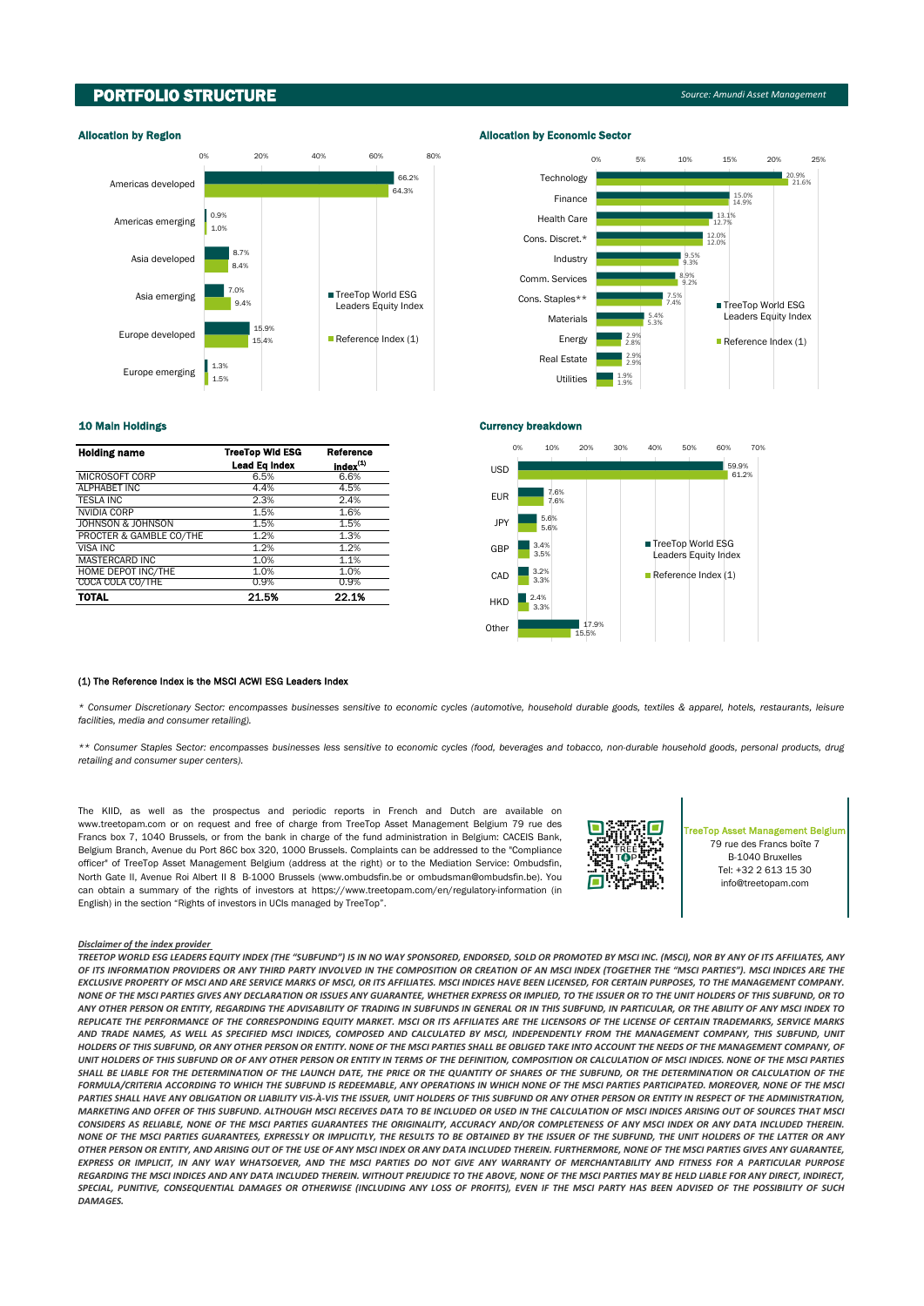## PORTFOLIO STRUCTURE

*Source: Amundi Asset Management*

### Allocation by Region

0%
20%
40%
60%
80%

Americas developed 66.2% 64.3%
Americas emerging 0.9% 1.0%
Asia developed 8.7% 8.4%
Asia emerging 7.0% 9.4%
Europe developed 15.9% 15.4%
Europe emerging 1.3% 1.5%

TreeTop World ESG Leaders Equity Index
Reference Index (1)

### Allocation by Economic Sector

0%
5%
10%
15%
20%
25%

Technology 20.9% 21.6%
Finance 15.0% 14.9%
Health Care 13.1% 12.7%
Cons. Discret.* 12.0% 12.0%
Industry 9.5% 9.3%
Comm. Services 8.9% 9.2%
Cons. Staples** 7.5% 7.4%
Materials 5.4% 5.3%
Energy 2.9% 2.8%
Real Estate 2.9% 2.9%
Utilities 1.9% 1.9%

TreeTop World ESG Leaders Equity Index
Reference Index (1)

### 10 Main Holdings

| Holding name | TreeTop Wld ESG Lead Eq Index | Reference Index[1] |
|---|---|---|
| MICROSOFT CORP | 6.5% | 6.6% |
| ALPHABET INC | 4.4% | 4.5% |
| TESLA INC | 2.3% | 2.4% |
| NVIDIA CORP | 1.5% | 1.6% |
| JOHNSON & JOHNSON | 1.5% | 1.5% |
| PROCTER & GAMBLE CO/THE | 1.2% | 1.3% |
| VISA INC | 1.2% | 1.2% |
| MASTERCARD INC | 1.0% | 1.1% |
| HOME DEPOT INC/THE | 1.0% | 1.0% |
| COCA COLA CO/THE | 0.9% | 0.9% |
| **TOTAL** | **21.5%** | **22.1%** |

### Currency breakdown

0%
10%
20%
30%
40%
50%
60%
70%

USD 59.9% 61.2%
EUR 7.6% 7.6%
JPY 5.6% 5.6%
GBP 3.4% 3.5%
CAD 3.2% 3.3%
HKD 2.4% 3.3%
Other 17.9% 15.5%

TreeTop World ESG Leaders Equity Index
Reference Index (1)

(1) The Reference Index is the MSCI ACWI ESG Leaders Index

*\* Consumer Discretionary Sector: encompasses businesses sensitive to economic cycles (automotive, household durable goods, textiles & apparel, hotels, restaurants, leisure facilities, media and consumer retailing).*

*\*\* Consumer Staples Sector: encompasses businesses less sensitive to economic cycles (food, beverages and tobacco, non-durable household goods, personal products, drug retailing and consumer super centers).*

The KIID, as well as the prospectus and periodic reports in French and Dutch are available on www.treetopam.com or on request and free of charge from TreeTop Asset Management Belgium 79 rue des Francs box 7, 1040 Brussels, or from the bank in charge of the fund administration in Belgium: CACEIS Bank, Belgium Branch, Avenue du Port 86C box 320, 1000 Brussels. Complaints can be addressed to the "Compliance officer" of TreeTop Asset Management Belgium (address at the right) or to the Mediation Service: Ombudsfin, North Gate II, Avenue Roi Albert II 8 B-1000 Brussels (www.ombudsfin.be or ombudsman@ombudsfin.be). You can obtain a summary of the rights of investors at https://www.treetopam.com/en/regulatory-information (in English) in the section "Rights of investors in UCIs managed by TreeTop".

TreeTop Asset Management Belgium
79 rue des Francs boîte 7
B-1040 Bruxelles
Tel: +32 2 613 15 30
info@treetopam.com

*Disclaimer of the index provider*

*TREETOP WORLD ESG LEADERS EQUITY INDEX (THE "SUBFUND") IS IN NO WAY SPONSORED, ENDORSED, SOLD OR PROMOTED BY MSCI INC. (MSCI), NOR BY ANY OF ITS AFFILIATES, ANY OF ITS INFORMATION PROVIDERS OR ANY THIRD PARTY INVOLVED IN THE COMPOSITION OR CREATION OF AN MSCI INDEX (TOGETHER THE "MSCI PARTIES"). MSCI INDICES ARE THE EXCLUSIVE PROPERTY OF MSCI AND ARE SERVICE MARKS OF MSCI, OR ITS AFFILIATES. MSCI INDICES HAVE BEEN LICENSED, FOR CERTAIN PURPOSES, TO THE MANAGEMENT COMPANY. NONE OF THE MSCI PARTIES GIVES ANY DECLARATION OR ISSUES ANY GUARANTEE, WHETHER EXPRESS OR IMPLIED, TO THE ISSUER OR TO THE UNIT HOLDERS OF THIS SUBFUND, OR TO ANY OTHER PERSON OR ENTITY, REGARDING THE ADVISABILITY OF TRADING IN SUBFUNDS IN GENERAL OR IN THIS SUBFUND, IN PARTICULAR, OR THE ABILITY OF ANY MSCI INDEX TO REPLICATE THE PERFORMANCE OF THE CORRESPONDING EQUITY MARKET. MSCI OR ITS AFFILIATES ARE THE LICENSORS OF THE LICENSE OF CERTAIN TRADEMARKS, SERVICE MARKS AND TRADE NAMES, AS WELL AS SPECIFIED MSCI INDICES, COMPOSED AND CALCULATED BY MSCI, INDEPENDENTLY FROM THE MANAGEMENT COMPANY, THIS SUBFUND, UNIT HOLDERS OF THIS SUBFUND, OR ANY OTHER PERSON OR ENTITY. NONE OF THE MSCI PARTIES SHALL BE OBLIGED TAKE INTO ACCOUNT THE NEEDS OF THE MANAGEMENT COMPANY, OF UNIT HOLDERS OF THIS SUBFUND OR OF ANY OTHER PERSON OR ENTITY IN TERMS OF THE DEFINITION, COMPOSITION OR CALCULATION OF MSCI INDICES. NONE OF THE MSCI PARTIES SHALL BE LIABLE FOR THE DETERMINATION OF THE LAUNCH DATE, THE PRICE OR THE QUANTITY OF SHARES OF THE SUBFUND, OR THE DETERMINATION OR CALCULATION OF THE FORMULA/CRITERIA ACCORDING TO WHICH THE SUBFUND IS REDEEMABLE, ANY OPERATIONS IN WHICH NONE OF THE MSCI PARTIES PARTICIPATED. MOREOVER, NONE OF THE MSCI PARTIES SHALL HAVE ANY OBLIGATION OR LIABILITY VIS-À-VIS THE ISSUER, UNIT HOLDERS OF THIS SUBFUND OR ANY OTHER PERSON OR ENTITY IN RESPECT OF THE ADMINISTRATION, MARKETING AND OFFER OF THIS SUBFUND. ALTHOUGH MSCI RECEIVES DATA TO BE INCLUDED OR USED IN THE CALCULATION OF MSCI INDICES ARISING OUT OF SOURCES THAT MSCI CONSIDERS AS RELIABLE, NONE OF THE MSCI PARTIES GUARANTEES THE ORIGINALITY, ACCURACY AND/OR COMPLETENESS OF ANY MSCI INDEX OR ANY DATA INCLUDED THEREIN. NONE OF THE MSCI PARTIES GUARANTEES, EXPRESSLY OR IMPLICITLY, THE RESULTS TO BE OBTAINED BY THE ISSUER OF THE SUBFUND, THE UNIT HOLDERS OF THE LATTER OR ANY OTHER PERSON OR ENTITY, AND ARISING OUT OF THE USE OF ANY MSCI INDEX OR ANY DATA INCLUDED THEREIN. FURTHERMORE, NONE OF THE MSCI PARTIES GIVES ANY GUARANTEE, EXPRESS OR IMPLICIT, IN ANY WAY WHATSOEVER, AND THE MSCI PARTIES DO NOT GIVE ANY WARRANTY OF MERCHANTABILITY AND FITNESS FOR A PARTICULAR PURPOSE REGARDING THE MSCI INDICES AND ANY DATA INCLUDED THEREIN. WITHOUT PREJUDICE TO THE ABOVE, NONE OF THE MSCI PARTIES MAY BE HELD LIABLE FOR ANY DIRECT, INDIRECT, SPECIAL, PUNITIVE, CONSEQUENTIAL DAMAGES OR OTHERWISE (INCLUDING ANY LOSS OF PROFITS), EVEN IF THE MSCI PARTY HAS BEEN ADVISED OF THE POSSIBILITY OF SUCH DAMAGES.*